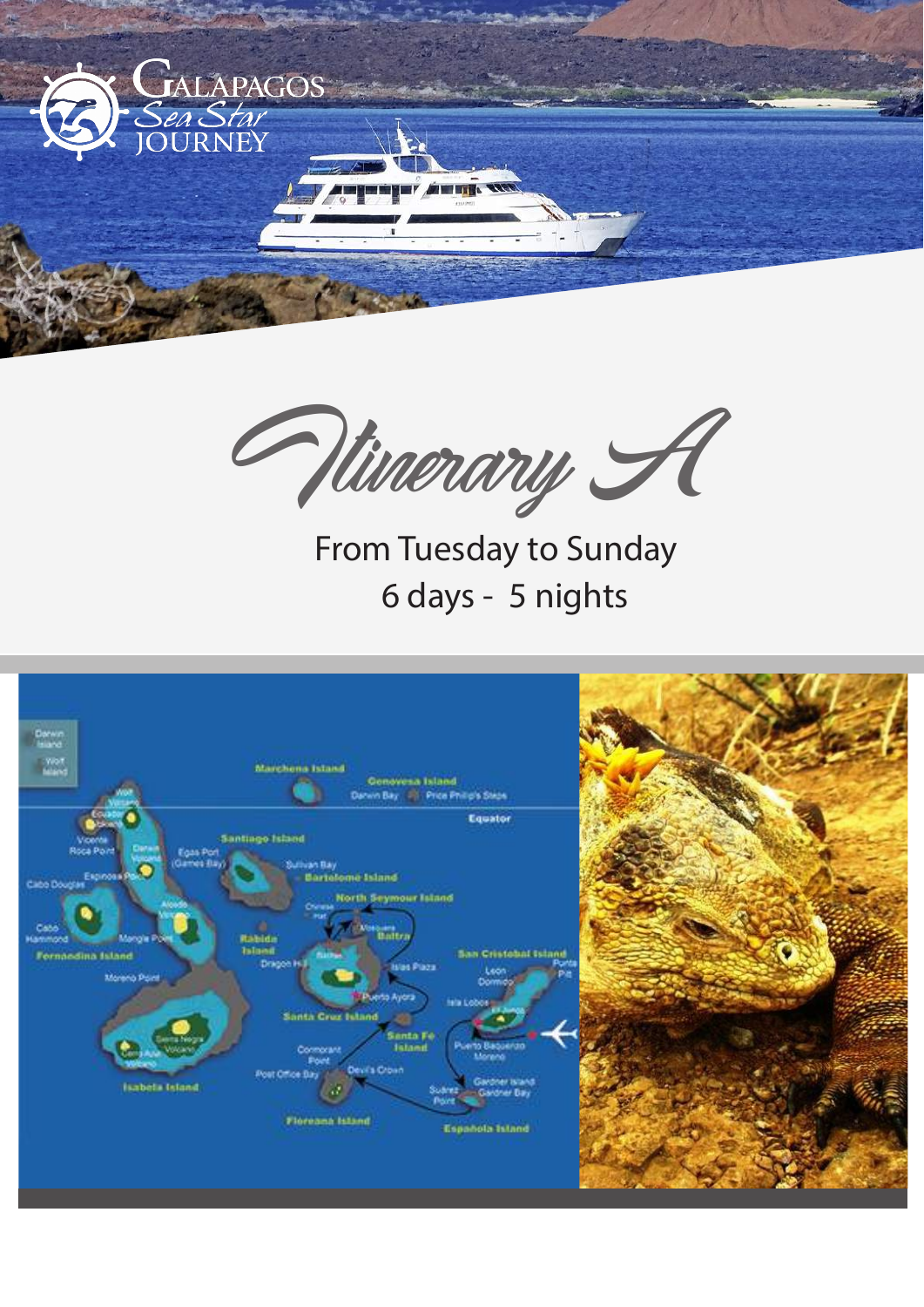# Galapagos Sea Star Journey

## Itinerary A

From Tuesday to Sunday
6 days - 5 nights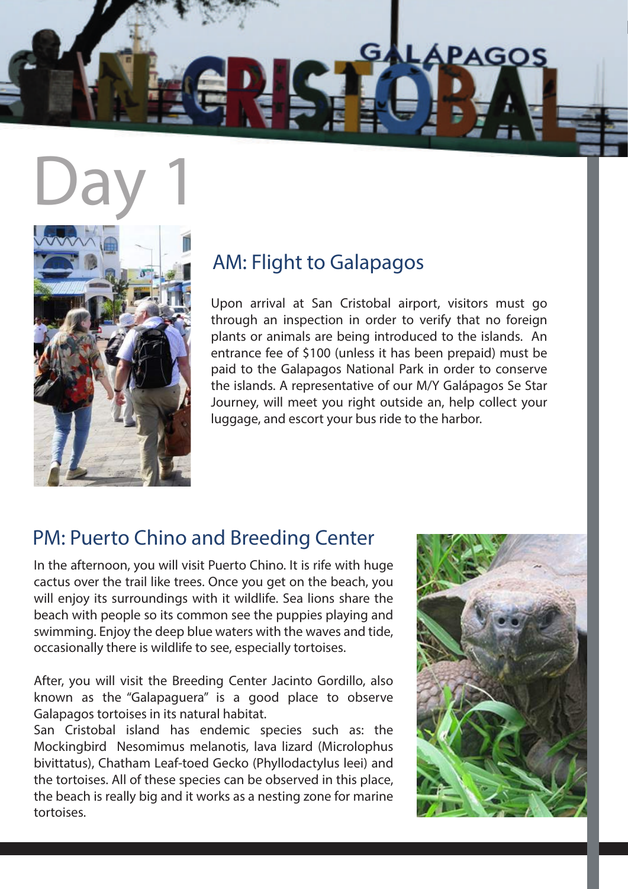# Day 1

## AM: Flight to Galapagos

Upon arrival at San Cristobal airport, visitors must go through an inspection in order to verify that no foreign plants or animals are being introduced to the islands. An entrance fee of $100 (unless it has been prepaid) must be paid to the Galapagos National Park in order to conserve the islands. A representative of our M/Y Galápagos Se Star Journey, will meet you right outside an, help collect your luggage, and escort your bus ride to the harbor.

## PM: Puerto Chino and Breeding Center

In the afternoon, you will visit Puerto Chino. It is rife with huge cactus over the trail like trees. Once you get on the beach, you will enjoy its surroundings with it wildlife. Sea lions share the beach with people so its common see the puppies playing and swimming. Enjoy the deep blue waters with the waves and tide, occasionally there is wildlife to see, especially tortoises.

After, you will visit the Breeding Center Jacinto Gordillo, also known as the "Galapaguera" is a good place to observe Galapagos tortoises in its natural habitat.
San Cristobal island has endemic species such as: the Mockingbird Nesomimus melanotis, lava lizard (Microlophus bivittatus), Chatham Leaf-toed Gecko (Phyllodactylus leei) and the tortoises. All of these species can be observed in this place, the beach is really big and it works as a nesting zone for marine tortoises.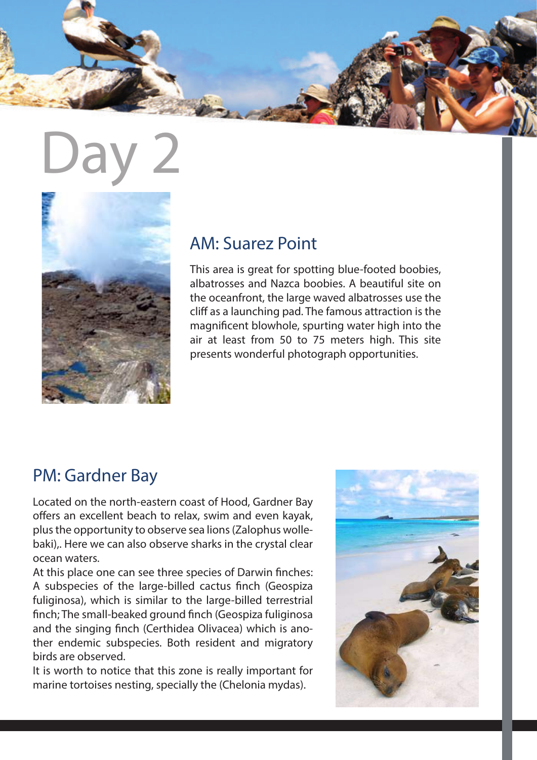# Day 2

## AM: Suarez Point

This area is great for spotting blue-footed boobies, albatrosses and Nazca boobies. A beautiful site on the oceanfront, the large waved albatrosses use the cliff as a launching pad. The famous attraction is the magnificent blowhole, spurting water high into the air at least from 50 to 75 meters high. This site presents wonderful photograph opportunities.

## PM: Gardner Bay

Located on the north-eastern coast of Hood, Gardner Bay offers an excellent beach to relax, swim and even kayak, plus the opportunity to observe sea lions (Zalophus wollebaki),. Here we can also observe sharks in the crystal clear ocean waters.

At this place one can see three species of Darwin finches: A subspecies of the large-billed cactus finch (Geospiza fuliginosa), which is similar to the large-billed terrestrial finch; The small-beaked ground finch (Geospiza fuliginosa and the singing finch (Certhidea Olivacea) which is another endemic subspecies. Both resident and migratory birds are observed.

It is worth to notice that this zone is really important for marine tortoises nesting, specially the (Chelonia mydas).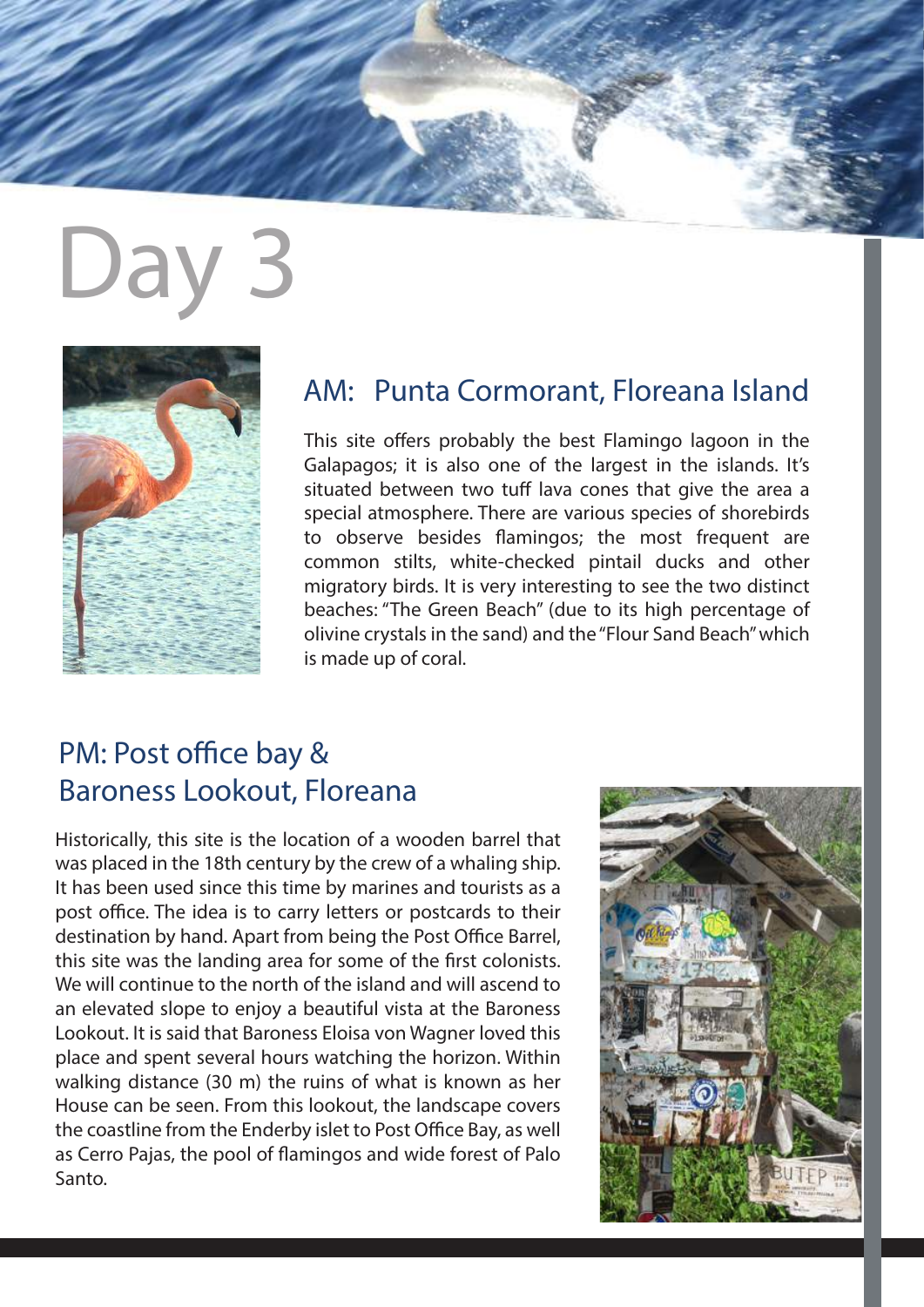# Day 3

## AM: Punta Cormorant, Floreana Island

This site offers probably the best Flamingo lagoon in the Galapagos; it is also one of the largest in the islands. It's situated between two tuff lava cones that give the area a special atmosphere. There are various species of shorebirds to observe besides flamingos; the most frequent are common stilts, white-checked pintail ducks and other migratory birds. It is very interesting to see the two distinct beaches: "The Green Beach" (due to its high percentage of olivine crystals in the sand) and the "Flour Sand Beach" which is made up of coral.

## PM: Post office bay & Baroness Lookout, Floreana

Historically, this site is the location of a wooden barrel that was placed in the 18th century by the crew of a whaling ship. It has been used since this time by marines and tourists as a post office. The idea is to carry letters or postcards to their destination by hand. Apart from being the Post Office Barrel, this site was the landing area for some of the first colonists. We will continue to the north of the island and will ascend to an elevated slope to enjoy a beautiful vista at the Baroness Lookout. It is said that Baroness Eloisa von Wagner loved this place and spent several hours watching the horizon. Within walking distance (30 m) the ruins of what is known as her House can be seen. From this lookout, the landscape covers the coastline from the Enderby islet to Post Office Bay, as well as Cerro Pajas, the pool of flamingos and wide forest of Palo Santo.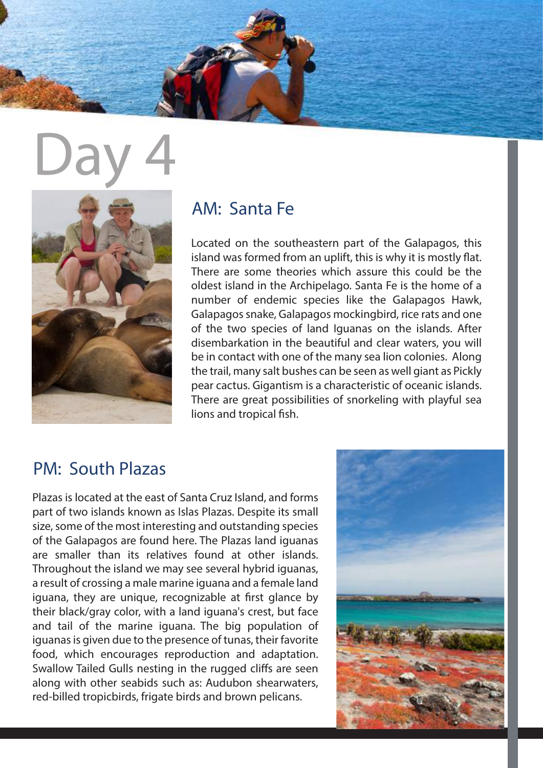# Day 4

## AM: Santa Fe

Located on the southeastern part of the Galapagos, this island was formed from an uplift, this is why it is mostly flat. There are some theories which assure this could be the oldest island in the Archipelago. Santa Fe is the home of a number of endemic species like the Galapagos Hawk, Galapagos snake, Galapagos mockingbird, rice rats and one of the two species of land Iguanas on the islands. After disembarkation in the beautiful and clear waters, you will be in contact with one of the many sea lion colonies. Along the trail, many salt bushes can be seen as well giant as Pickly pear cactus. Gigantism is a characteristic of oceanic islands. There are great possibilities of snorkeling with playful sea lions and tropical fish.

## PM: South Plazas

Plazas is located at the east of Santa Cruz Island, and forms part of two islands known as Islas Plazas. Despite its small size, some of the most interesting and outstanding species of the Galapagos are found here. The Plazas land iguanas are smaller than its relatives found at other islands. Throughout the island we may see several hybrid iguanas, a result of crossing a male marine iguana and a female land iguana, they are unique, recognizable at first glance by their black/gray color, with a land iguana's crest, but face and tail of the marine iguana. The big population of iguanas is given due to the presence of tunas, their favorite food, which encourages reproduction and adaptation. Swallow Tailed Gulls nesting in the rugged cliffs are seen along with other seabids such as: Audubon shearwaters, red-billed tropicbirds, frigate birds and brown pelicans.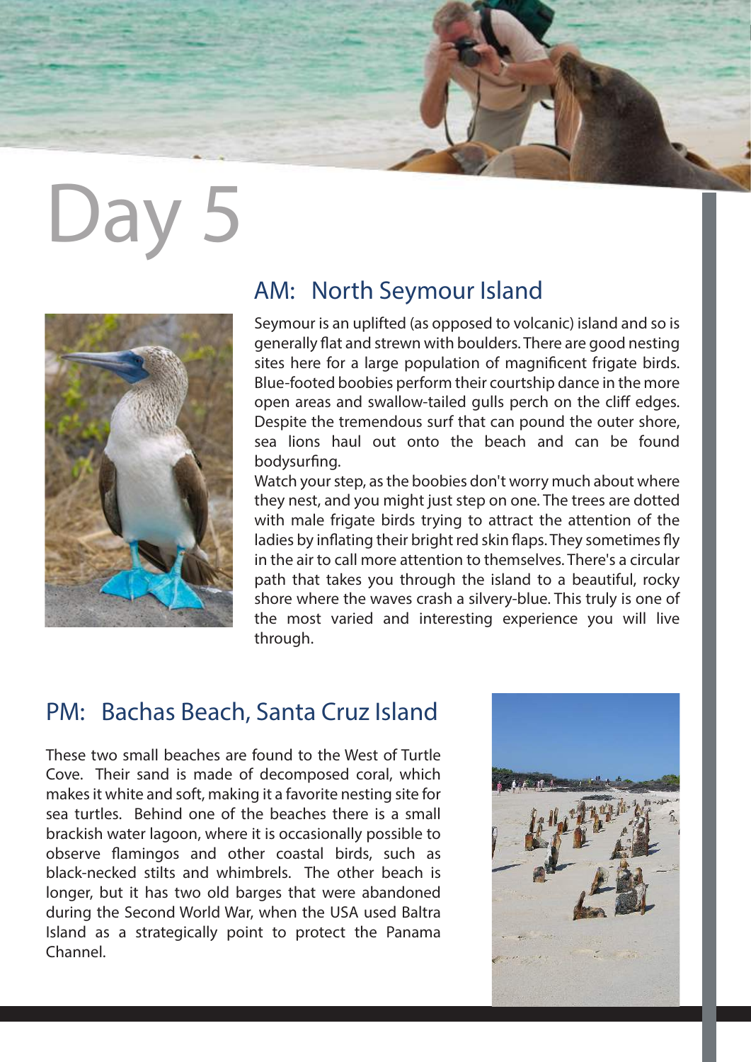# Day 5

## AM: North Seymour Island

Seymour is an uplifted (as opposed to volcanic) island and so is generally flat and strewn with boulders. There are good nesting sites here for a large population of magnificent frigate birds. Blue-footed boobies perform their courtship dance in the more open areas and swallow-tailed gulls perch on the cliff edges. Despite the tremendous surf that can pound the outer shore, sea lions haul out onto the beach and can be found bodysurfing.

Watch your step, as the boobies don't worry much about where they nest, and you might just step on one. The trees are dotted with male frigate birds trying to attract the attention of the ladies by inflating their bright red skin flaps. They sometimes fly in the air to call more attention to themselves. There's a circular path that takes you through the island to a beautiful, rocky shore where the waves crash a silvery-blue. This truly is one of the most varied and interesting experience you will live through.

## PM: Bachas Beach, Santa Cruz Island

These two small beaches are found to the West of Turtle Cove. Their sand is made of decomposed coral, which makes it white and soft, making it a favorite nesting site for sea turtles. Behind one of the beaches there is a small brackish water lagoon, where it is occasionally possible to observe flamingos and other coastal birds, such as black-necked stilts and whimbrels. The other beach is longer, but it has two old barges that were abandoned during the Second World War, when the USA used Baltra Island as a strategically point to protect the Panama Channel.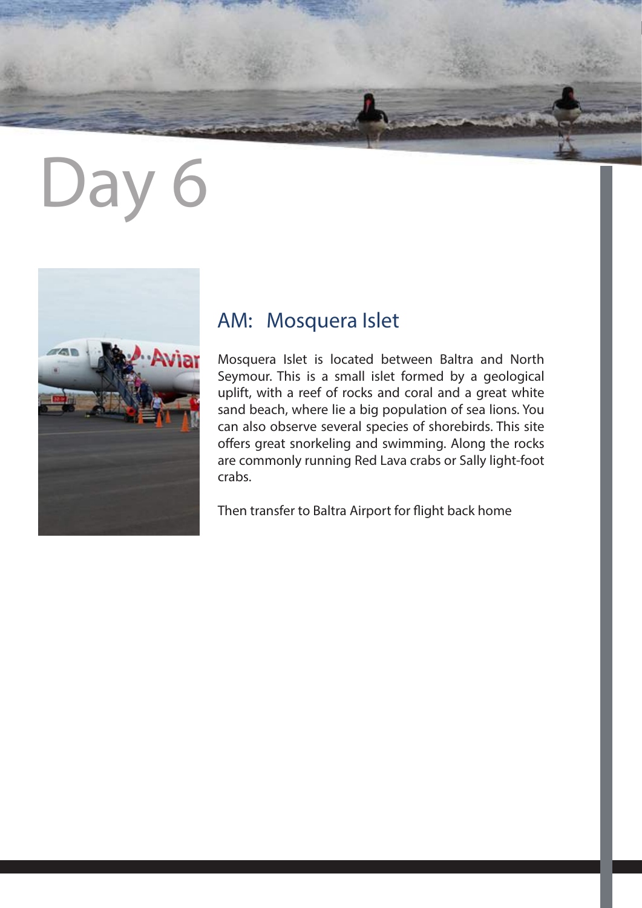# Day 6

## AM: Mosquera Islet

Mosquera Islet is located between Baltra and North Seymour. This is a small islet formed by a geological uplift, with a reef of rocks and coral and a great white sand beach, where lie a big population of sea lions. You can also observe several species of shorebirds. This site offers great snorkeling and swimming. Along the rocks are commonly running Red Lava crabs or Sally light-foot crabs.

Then transfer to Baltra Airport for flight back home